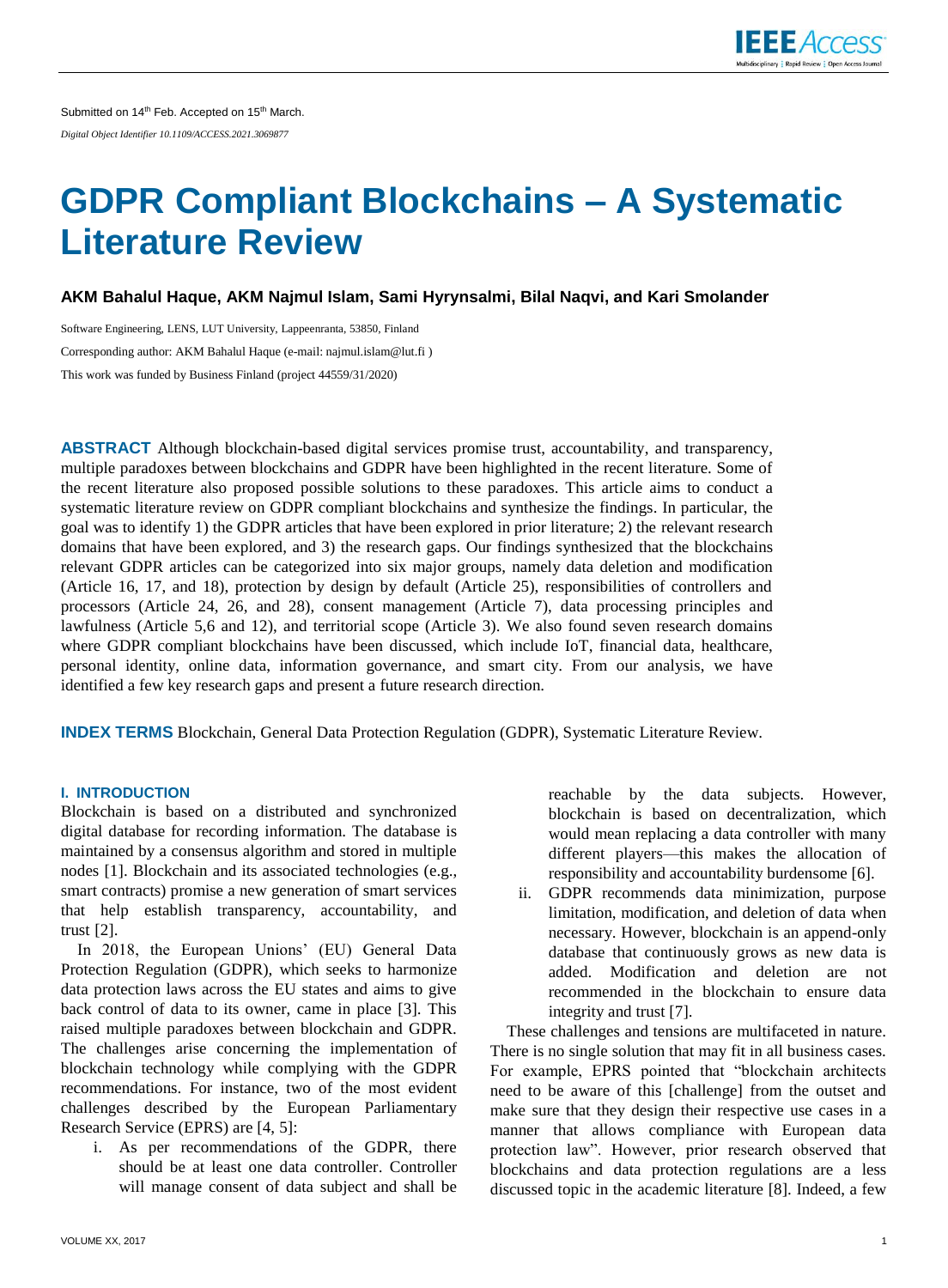Submitted on 14th Feb. Accepted on 15th March.

*Digital Object Identifier 10.1109/ACCESS.2021.3069877*

# GDPR Compliant Blockchains – A Systematic Literature Review

**AKM Bahalul Haque, AKM Najmul Islam, Sami Hyrynsalmi, Bilal Naqvi, and Kari Smolander**

Software Engineering, LENS, LUT University, Lappeenranta, 53850, Finland

Corresponding author: AKM Bahalul Haque (e-mail: najmul.islam@lut.fi )

This work was funded by Business Finland (project 44559/31/2020)

**ABSTRACT** Although blockchain-based digital services promise trust, accountability, and transparency, multiple paradoxes between blockchains and GDPR have been highlighted in the recent literature. Some of the recent literature also proposed possible solutions to these paradoxes. This article aims to conduct a systematic literature review on GDPR compliant blockchains and synthesize the findings. In particular, the goal was to identify 1) the GDPR articles that have been explored in prior literature; 2) the relevant research domains that have been explored, and 3) the research gaps. Our findings synthesized that the blockchains relevant GDPR articles can be categorized into six major groups, namely data deletion and modification (Article 16, 17, and 18), protection by design by default (Article 25), responsibilities of controllers and processors (Article 24, 26, and 28), consent management (Article 7), data processing principles and lawfulness (Article 5,6 and 12), and territorial scope (Article 3). We also found seven research domains where GDPR compliant blockchains have been discussed, which include IoT, financial data, healthcare, personal identity, online data, information governance, and smart city. From our analysis, we have identified a few key research gaps and present a future research direction.

**INDEX TERMS** Blockchain, General Data Protection Regulation (GDPR), Systematic Literature Review.

## I. INTRODUCTION

Blockchain is based on a distributed and synchronized digital database for recording information. The database is maintained by a consensus algorithm and stored in multiple nodes [1]. Blockchain and its associated technologies (e.g., smart contracts) promise a new generation of smart services that help establish transparency, accountability, and trust [2].

In 2018, the European Unions' (EU) General Data Protection Regulation (GDPR), which seeks to harmonize data protection laws across the EU states and aims to give back control of data to its owner, came in place [3]. This raised multiple paradoxes between blockchain and GDPR. The challenges arise concerning the implementation of blockchain technology while complying with the GDPR recommendations. For instance, two of the most evident challenges described by the European Parliamentary Research Service (EPRS) are [4, 5]:

i. As per recommendations of the GDPR, there should be at least one data controller. Controller will manage consent of data subject and shall be reachable by the data subjects. However, blockchain is based on decentralization, which would mean replacing a data controller with many different players—this makes the allocation of responsibility and accountability burdensome [6].

ii. GDPR recommends data minimization, purpose limitation, modification, and deletion of data when necessary. However, blockchain is an append-only database that continuously grows as new data is added. Modification and deletion are not recommended in the blockchain to ensure data integrity and trust [7].

These challenges and tensions are multifaceted in nature. There is no single solution that may fit in all business cases. For example, EPRS pointed that "blockchain architects need to be aware of this [challenge] from the outset and make sure that they design their respective use cases in a manner that allows compliance with European data protection law". However, prior research observed that blockchains and data protection regulations are a less discussed topic in the academic literature [8]. Indeed, a few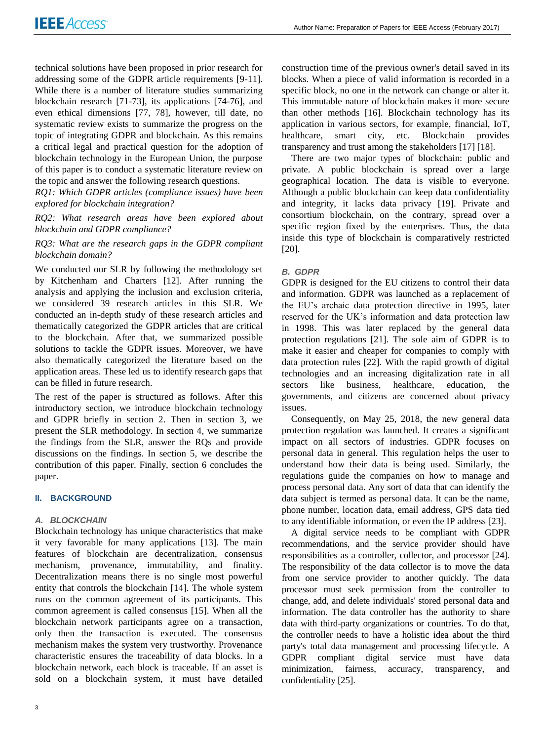technical solutions have been proposed in prior research for addressing some of the GDPR article requirements [9-11]. While there is a number of literature studies summarizing blockchain research [71-73], its applications [74-76], and even ethical dimensions [77, 78], however, till date, no systematic review exists to summarize the progress on the topic of integrating GDPR and blockchain. As this remains a critical legal and practical question for the adoption of blockchain technology in the European Union, the purpose of this paper is to conduct a systematic literature review on the topic and answer the following research questions.

*RQ1: Which GDPR articles (compliance issues) have been explored for blockchain integration?*

*RQ2: What research areas have been explored about blockchain and GDPR compliance?*

*RQ3: What are the research gaps in the GDPR compliant blockchain domain?*

We conducted our SLR by following the methodology set by Kitchenham and Charters [12]. After running the analysis and applying the inclusion and exclusion criteria, we considered 39 research articles in this SLR. We conducted an in-depth study of these research articles and thematically categorized the GDPR articles that are critical to the blockchain. After that, we summarized possible solutions to tackle the GDPR issues. Moreover, we have also thematically categorized the literature based on the application areas. These led us to identify research gaps that can be filled in future research.

The rest of the paper is structured as follows. After this introductory section, we introduce blockchain technology and GDPR briefly in section 2. Then in section 3, we present the SLR methodology. In section 4, we summarize the findings from the SLR, answer the RQs and provide discussions on the findings. In section 5, we describe the contribution of this paper. Finally, section 6 concludes the paper.

## II. BACKGROUND

### A. BLOCKCHAIN

Blockchain technology has unique characteristics that make it very favorable for many applications [13]. The main features of blockchain are decentralization, consensus mechanism, provenance, immutability, and finality. Decentralization means there is no single most powerful entity that controls the blockchain [14]. The whole system runs on the common agreement of its participants. This common agreement is called consensus [15]. When all the blockchain network participants agree on a transaction, only then the transaction is executed. The consensus mechanism makes the system very trustworthy. Provenance characteristic ensures the traceability of data blocks. In a blockchain network, each block is traceable. If an asset is sold on a blockchain system, it must have detailed construction time of the previous owner's detail saved in its blocks. When a piece of valid information is recorded in a specific block, no one in the network can change or alter it. This immutable nature of blockchain makes it more secure than other methods [16]. Blockchain technology has its application in various sectors, for example, financial, IoT, healthcare, smart city, etc. Blockchain provides transparency and trust among the stakeholders [17] [18].

There are two major types of blockchain: public and private. A public blockchain is spread over a large geographical location. The data is visible to everyone. Although a public blockchain can keep data confidentiality and integrity, it lacks data privacy [19]. Private and consortium blockchain, on the contrary, spread over a specific region fixed by the enterprises. Thus, the data inside this type of blockchain is comparatively restricted [20].

### B. GDPR

GDPR is designed for the EU citizens to control their data and information. GDPR was launched as a replacement of the EU's archaic data protection directive in 1995, later reserved for the UK's information and data protection law in 1998. This was later replaced by the general data protection regulations [21]. The sole aim of GDPR is to make it easier and cheaper for companies to comply with data protection rules [22]. With the rapid growth of digital technologies and an increasing digitalization rate in all sectors like business, healthcare, education, the governments, and citizens are concerned about privacy issues.

Consequently, on May 25, 2018, the new general data protection regulation was launched. It creates a significant impact on all sectors of industries. GDPR focuses on personal data in general. This regulation helps the user to understand how their data is being used. Similarly, the regulations guide the companies on how to manage and process personal data. Any sort of data that can identify the data subject is termed as personal data. It can be the name, phone number, location data, email address, GPS data tied to any identifiable information, or even the IP address [23].

A digital service needs to be compliant with GDPR recommendations, and the service provider should have responsibilities as a controller, collector, and processor [24]. The responsibility of the data collector is to move the data from one service provider to another quickly. The data processor must seek permission from the controller to change, add, and delete individuals' stored personal data and information. The data controller has the authority to share data with third-party organizations or countries. To do that, the controller needs to have a holistic idea about the third party's total data management and processing lifecycle. A GDPR compliant digital service must have data minimization, fairness, accuracy, transparency, and confidentiality [25].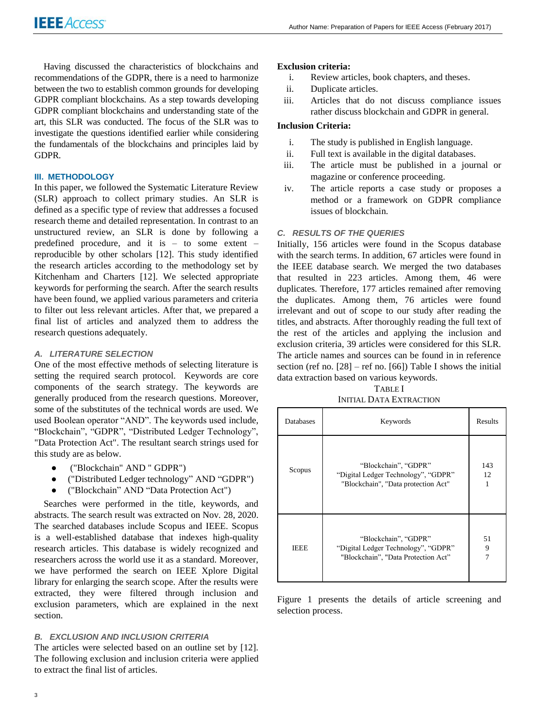Having discussed the characteristics of blockchains and recommendations of the GDPR, there is a need to harmonize between the two to establish common grounds for developing GDPR compliant blockchains. As a step towards developing GDPR compliant blockchains and understanding state of the art, this SLR was conducted. The focus of the SLR was to investigate the questions identified earlier while considering the fundamentals of the blockchains and principles laid by GDPR.

## III. METHODOLOGY

In this paper, we followed the Systematic Literature Review (SLR) approach to collect primary studies. An SLR is defined as a specific type of review that addresses a focused research theme and detailed representation. In contrast to an unstructured review, an SLR is done by following a predefined procedure, and it is – to some extent – reproducible by other scholars [12]. This study identified the research articles according to the methodology set by Kitchenham and Charters [12]. We selected appropriate keywords for performing the search. After the search results have been found, we applied various parameters and criteria to filter out less relevant articles. After that, we prepared a final list of articles and analyzed them to address the research questions adequately.

### *A. LITERATURE SELECTION*

One of the most effective methods of selecting literature is setting the required search protocol. Keywords are core components of the search strategy. The keywords are generally produced from the research questions. Moreover, some of the substitutes of the technical words are used. We used Boolean operator "AND". The keywords used include, "Blockchain", "GDPR", "Distributed Ledger Technology", "Data Protection Act". The resultant search strings used for this study are as below.

- ("Blockchain" AND " GDPR")
- ("Distributed Ledger technology" AND "GDPR")
- ("Blockchain" AND "Data Protection Act")

Searches were performed in the title, keywords, and abstracts. The search result was extracted on Nov. 28, 2020. The searched databases include Scopus and IEEE. Scopus is a well-established database that indexes high-quality research articles. This database is widely recognized and researchers across the world use it as a standard. Moreover, we have performed the search on IEEE Xplore Digital library for enlarging the search scope. After the results were extracted, they were filtered through inclusion and exclusion parameters, which are explained in the next section.

### *B. EXCLUSION AND INCLUSION CRITERIA*

The articles were selected based on an outline set by [12]. The following exclusion and inclusion criteria were applied to extract the final list of articles.

**Exclusion criteria:**

i. Review articles, book chapters, and theses.
ii. Duplicate articles.
iii. Articles that do not discuss compliance issues rather discuss blockchain and GDPR in general.

**Inclusion Criteria:**

i. The study is published in English language.
ii. Full text is available in the digital databases.
iii. The article must be published in a journal or magazine or conference proceeding.
iv. The article reports a case study or proposes a method or a framework on GDPR compliance issues of blockchain.

### *C. RESULTS OF THE QUERIES*

Initially, 156 articles were found in the Scopus database with the search terms. In addition, 67 articles were found in the IEEE database search. We merged the two databases that resulted in 223 articles. Among them, 46 were duplicates. Therefore, 177 articles remained after removing the duplicates. Among them, 76 articles were found irrelevant and out of scope to our study after reading the titles, and abstracts. After thoroughly reading the full text of the rest of the articles and applying the inclusion and exclusion criteria, 39 articles were considered for this SLR. The article names and sources can be found in in reference section (ref no. [28] – ref no. [66]) Table I shows the initial data extraction based on various keywords.

TABLE I
INITIAL DATA EXTRACTION

| Databases | Keywords | Results |
|---|---|---|
| Scopus | "Blockchain", "GDPR"<br>"Digital Ledger Technology", "GDPR"<br>"Blockchain", "Data protection Act" | 143<br>12<br>1 |
| IEEE | "Blockchain", "GDPR"<br>"Digital Ledger Technology", "GDPR"<br>"Blockchain", "Data Protection Act" | 51<br>9<br>7 |

Figure 1 presents the details of article screening and selection process.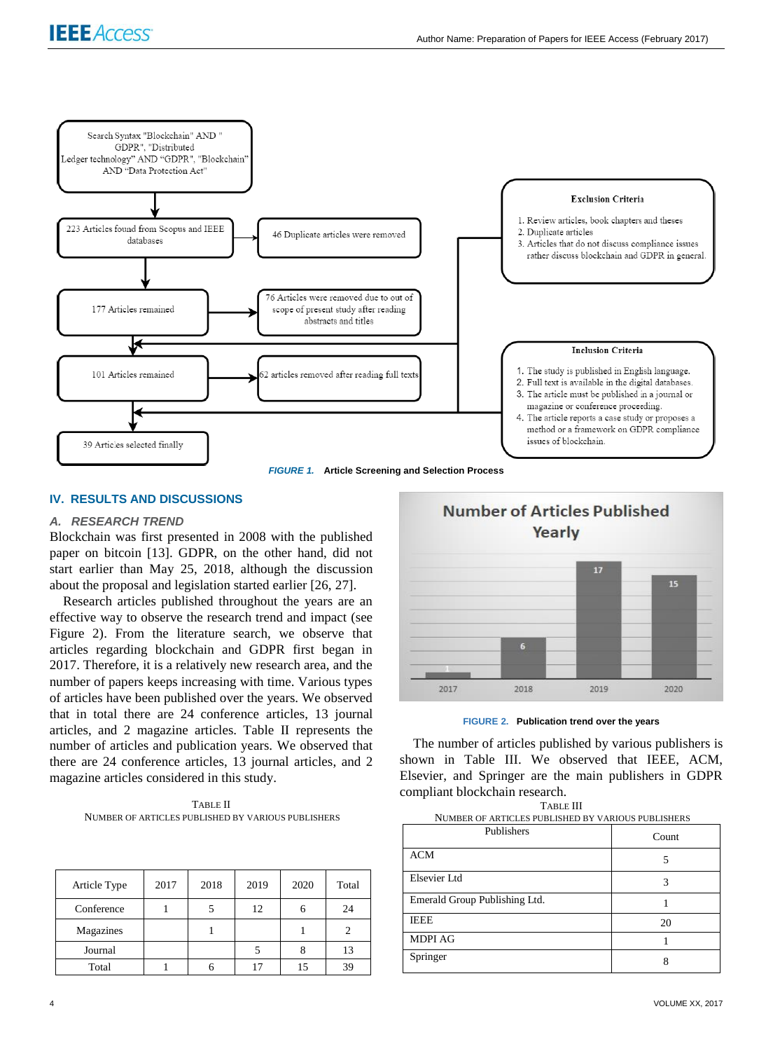FIGURE 1. Article Screening and Selection Process

## IV. RESULTS AND DISCUSSIONS

### A. RESEARCH TREND

Blockchain was first presented in 2008 with the published paper on bitcoin [13]. GDPR, on the other hand, did not start earlier than May 25, 2018, although the discussion about the proposal and legislation started earlier [26, 27].

Research articles published throughout the years are an effective way to observe the research trend and impact (see Figure 2). From the literature search, we observe that articles regarding blockchain and GDPR first began in 2017. Therefore, it is a relatively new research area, and the number of papers keeps increasing with time. Various types of articles have been published over the years. We observed that in total there are 24 conference articles, 13 journal articles, and 2 magazine articles. Table II represents the number of articles and publication years. We observed that there are 24 conference articles, 13 journal articles, and 2 magazine articles considered in this study.

TABLE II
NUMBER OF ARTICLES PUBLISHED BY VARIOUS PUBLISHERS

| Article Type | 2017 | 2018 | 2019 | 2020 | Total |
|---|---|---|---|---|---|
| Conference | 1 | 5 | 12 | 6 | 24 |
| Magazines | | 1 | | 1 | 2 |
| Journal | | | 5 | 8 | 13 |
| Total | 1 | 6 | 17 | 15 | 39 |

FIGURE 2. Publication trend over the years

The number of articles published by various publishers is shown in Table III. We observed that IEEE, ACM, Elsevier, and Springer are the main publishers in GDPR compliant blockchain research.

TABLE III
NUMBER OF ARTICLES PUBLISHED BY VARIOUS PUBLISHERS

| Publishers | Count |
|---|---|
| ACM | 5 |
| Elsevier Ltd | 3 |
| Emerald Group Publishing Ltd. | 1 |
| IEEE | 20 |
| MDPI AG | 1 |
| Springer | 8 |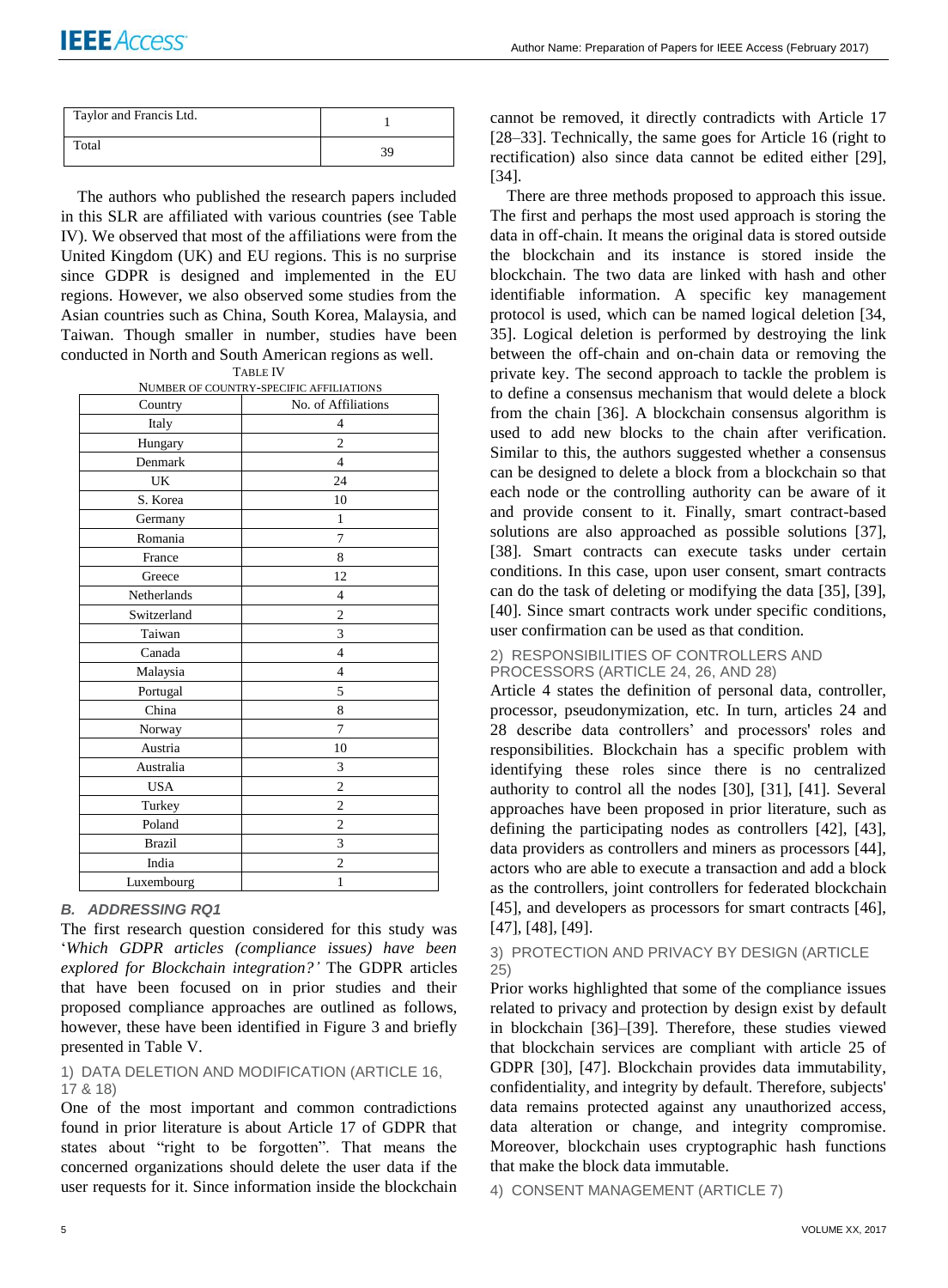| Taylor and Francis Ltd. | 1 |
|---|---|
| Total | 39 |

The authors who published the research papers included in this SLR are affiliated with various countries (see Table IV). We observed that most of the affiliations were from the United Kingdom (UK) and EU regions. This is no surprise since GDPR is designed and implemented in the EU regions. However, we also observed some studies from the Asian countries such as China, South Korea, Malaysia, and Taiwan. Though smaller in number, studies have been conducted in North and South American regions as well.

TABLE IV
NUMBER OF COUNTRY-SPECIFIC AFFILIATIONS

| Country | No. of Affiliations |
|---|---|
| Italy | 4 |
| Hungary | 2 |
| Denmark | 4 |
| UK | 24 |
| S. Korea | 10 |
| Germany | 1 |
| Romania | 7 |
| France | 8 |
| Greece | 12 |
| Netherlands | 4 |
| Switzerland | 2 |
| Taiwan | 3 |
| Canada | 4 |
| Malaysia | 4 |
| Portugal | 5 |
| China | 8 |
| Norway | 7 |
| Austria | 10 |
| Australia | 3 |
| USA | 2 |
| Turkey | 2 |
| Poland | 2 |
| Brazil | 3 |
| India | 2 |
| Luxembourg | 1 |

### B. ADDRESSING RQ1

The first research question considered for this study was '*Which GDPR articles (compliance issues) have been explored for Blockchain integration?'* The GDPR articles that have been focused on in prior studies and their proposed compliance approaches are outlined as follows, however, these have been identified in Figure 3 and briefly presented in Table V.

#### 1) DATA DELETION AND MODIFICATION (ARTICLE 16, 17 & 18)

One of the most important and common contradictions found in prior literature is about Article 17 of GDPR that states about "right to be forgotten". That means the concerned organizations should delete the user data if the user requests for it. Since information inside the blockchain cannot be removed, it directly contradicts with Article 17 [28–33]. Technically, the same goes for Article 16 (right to rectification) also since data cannot be edited either [29], [34].

There are three methods proposed to approach this issue. The first and perhaps the most used approach is storing the data in off-chain. It means the original data is stored outside the blockchain and its instance is stored inside the blockchain. The two data are linked with hash and other identifiable information. A specific key management protocol is used, which can be named logical deletion [34, 35]. Logical deletion is performed by destroying the link between the off-chain and on-chain data or removing the private key. The second approach to tackle the problem is to define a consensus mechanism that would delete a block from the chain [36]. A blockchain consensus algorithm is used to add new blocks to the chain after verification. Similar to this, the authors suggested whether a consensus can be designed to delete a block from a blockchain so that each node or the controlling authority can be aware of it and provide consent to it. Finally, smart contract-based solutions are also approached as possible solutions [37], [38]. Smart contracts can execute tasks under certain conditions. In this case, upon user consent, smart contracts can do the task of deleting or modifying the data [35], [39], [40]. Since smart contracts work under specific conditions, user confirmation can be used as that condition.

#### 2) RESPONSIBILITIES OF CONTROLLERS AND PROCESSORS (ARTICLE 24, 26, AND 28)

Article 4 states the definition of personal data, controller, processor, pseudonymization, etc. In turn, articles 24 and 28 describe data controllers' and processors' roles and responsibilities. Blockchain has a specific problem with identifying these roles since there is no centralized authority to control all the nodes [30], [31], [41]. Several approaches have been proposed in prior literature, such as defining the participating nodes as controllers [42], [43], data providers as controllers and miners as processors [44], actors who are able to execute a transaction and add a block as the controllers, joint controllers for federated blockchain [45], and developers as processors for smart contracts [46], [47], [48], [49].

#### 3) PROTECTION AND PRIVACY BY DESIGN (ARTICLE 25)

Prior works highlighted that some of the compliance issues related to privacy and protection by design exist by default in blockchain [36]–[39]. Therefore, these studies viewed that blockchain services are compliant with article 25 of GDPR [30], [47]. Blockchain provides data immutability, confidentiality, and integrity by default. Therefore, subjects' data remains protected against any unauthorized access, data alteration or change, and integrity compromise. Moreover, blockchain uses cryptographic hash functions that make the block data immutable.

#### 4) CONSENT MANAGEMENT (ARTICLE 7)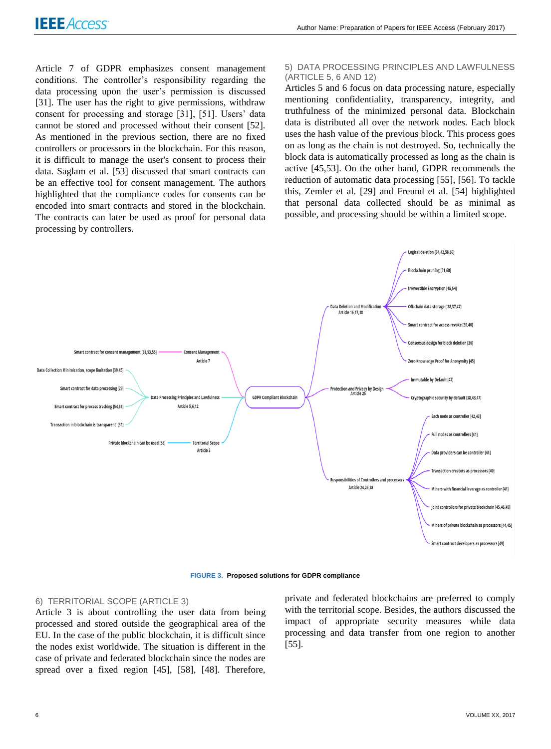Article 7 of GDPR emphasizes consent management conditions. The controller's responsibility regarding the data processing upon the user's permission is discussed [31]. The user has the right to give permissions, withdraw consent for processing and storage [31], [51]. Users' data cannot be stored and processed without their consent [52]. As mentioned in the previous section, there are no fixed controllers or processors in the blockchain. For this reason, it is difficult to manage the user's consent to process their data. Saglam et al. [53] discussed that smart contracts can be an effective tool for consent management. The authors highlighted that the compliance codes for consents can be encoded into smart contracts and stored in the blockchain. The contracts can later be used as proof for personal data processing by controllers.

### 5) DATA PROCESSING PRINCIPLES AND LAWFULNESS (ARTICLE 5, 6 AND 12)

Articles 5 and 6 focus on data processing nature, especially mentioning confidentiality, transparency, integrity, and truthfulness of the minimized personal data. Blockchain data is distributed all over the network nodes. Each block uses the hash value of the previous block. This process goes on as long as the chain is not destroyed. So, technically the block data is automatically processed as long as the chain is active [45,53]. On the other hand, GDPR recommends the reduction of automatic data processing [55], [56]. To tackle this, Zemler et al. [29] and Freund et al. [54] highlighted that personal data collected should be as minimal as possible, and processing should be within a limited scope.

**FIGURE 3.** **Proposed solutions for GDPR compliance**

### 6) TERRITORIAL SCOPE (ARTICLE 3)

Article 3 is about controlling the user data from being processed and stored outside the geographical area of the EU. In the case of the public blockchain, it is difficult since the nodes exist worldwide. The situation is different in the case of private and federated blockchain since the nodes are spread over a fixed region [45], [58], [48]. Therefore, private and federated blockchains are preferred to comply with the territorial scope. Besides, the authors discussed the impact of appropriate security measures while data processing and data transfer from one region to another [55].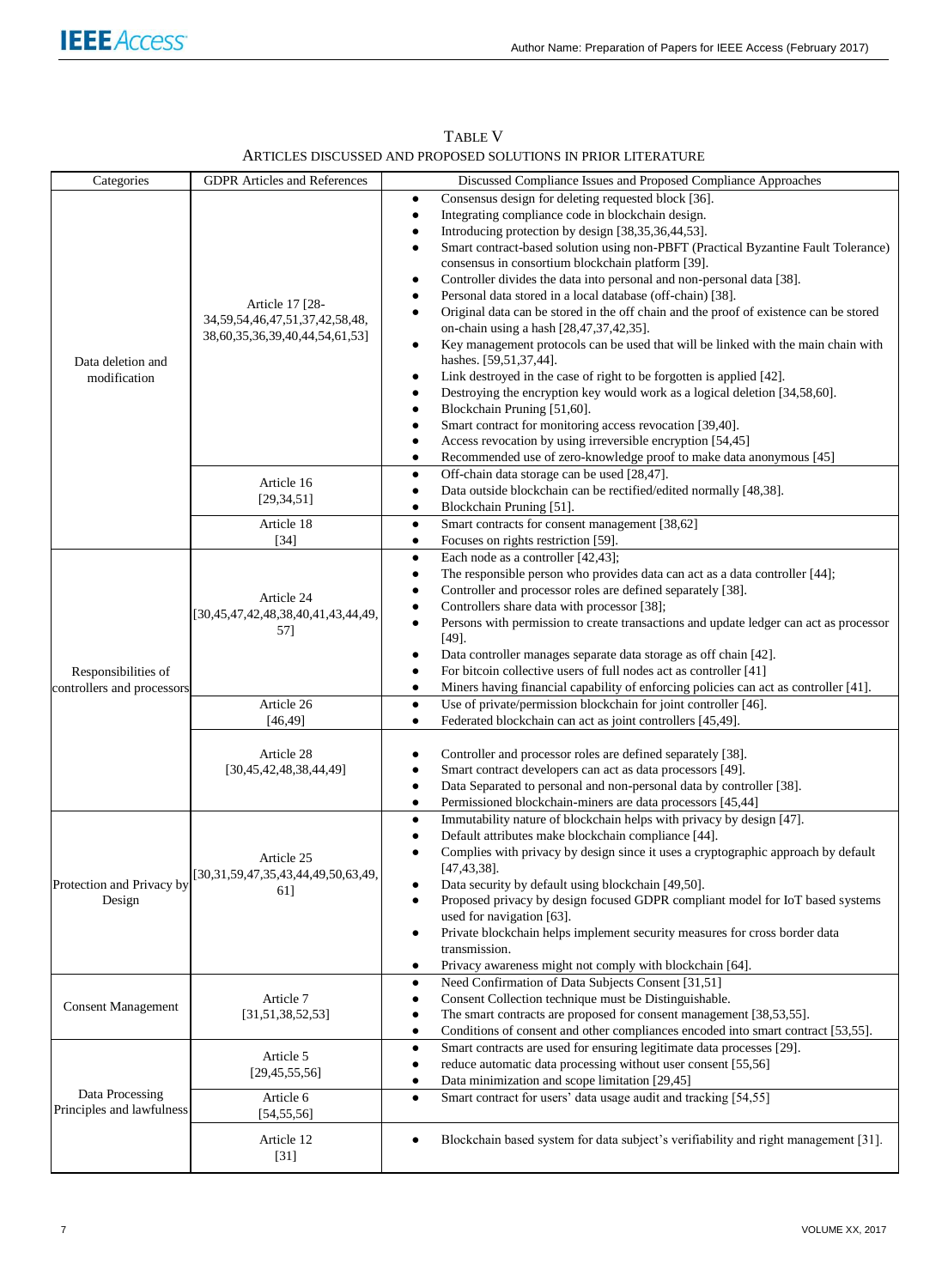TABLE V
ARTICLES DISCUSSED AND PROPOSED SOLUTIONS IN PRIOR LITERATURE

| Categories | GDPR Articles and References | Discussed Compliance Issues and Proposed Compliance Approaches |
|---|---|---|
| Data deletion and modification | Article 17 [28-34,59,54,46,47,51,37,42,58,48,38,60,35,36,39,40,44,54,61,53] | • Consensus design for deleting requested block [36].<br>• Integrating compliance code in blockchain design.<br>• Introducing protection by design [38,35,36,44,53].<br>• Smart contract-based solution using non-PBFT (Practical Byzantine Fault Tolerance) consensus in consortium blockchain platform [39].<br>• Controller divides the data into personal and non-personal data [38].<br>• Personal data stored in a local database (off-chain) [38].<br>• Original data can be stored in the off chain and the proof of existence can be stored on-chain using a hash [28,47,37,42,35].<br>• Key management protocols can be used that will be linked with the main chain with hashes. [59,51,37,44].<br>• Link destroyed in the case of right to be forgotten is applied [42].<br>• Destroying the encryption key would work as a logical deletion [34,58,60].<br>• Blockchain Pruning [51,60].<br>• Smart contract for monitoring access revocation [39,40].<br>• Access revocation by using irreversible encryption [54,45]<br>• Recommended use of zero-knowledge proof to make data anonymous [45] |
| | Article 16 [29,34,51] | • Off-chain data storage can be used [28,47].<br>• Data outside blockchain can be rectified/edited normally [48,38].<br>• Blockchain Pruning [51]. |
| | Article 18 [34] | • Smart contracts for consent management [38,62]<br>• Focuses on rights restriction [59]. |
| Responsibilities of controllers and processors | Article 24 [30,45,47,42,48,38,40,41,43,44,49,57] | • Each node as a controller [42,43];<br>• The responsible person who provides data can act as a data controller [44];<br>• Controller and processor roles are defined separately [38].<br>• Controllers share data with processor [38];<br>• Persons with permission to create transactions and update ledger can act as processor [49].<br>• Data controller manages separate data storage as off chain [42].<br>• For bitcoin collective users of full nodes act as controller [41]<br>• Miners having financial capability of enforcing policies can act as controller [41]. |
| | Article 26 [46,49] | • Use of private/permission blockchain for joint controller [46].<br>• Federated blockchain can act as joint controllers [45,49]. |
| | Article 28 [30,45,42,48,38,44,49] | • Controller and processor roles are defined separately [38].<br>• Smart contract developers can act as data processors [49].<br>• Data Separated to personal and non-personal data by controller [38].<br>• Permissioned blockchain-miners are data processors [45,44] |
| Protection and Privacy by Design | Article 25 [30,31,59,47,35,43,44,49,50,63,49,61] | • Immutability nature of blockchain helps with privacy by design [47].<br>• Default attributes make blockchain compliance [44].<br>• Complies with privacy by design since it uses a cryptographic approach by default [47,43,38].<br>• Data security by default using blockchain [49,50].<br>• Proposed privacy by design focused GDPR compliant model for IoT based systems used for navigation [63].<br>• Private blockchain helps implement security measures for cross border data transmission.<br>• Privacy awareness might not comply with blockchain [64]. |
| Consent Management | Article 7 [31,51,38,52,53] | • Need Confirmation of Data Subjects Consent [31,51]<br>• Consent Collection technique must be Distinguishable.<br>• The smart contracts are proposed for consent management [38,53,55].<br>• Conditions of consent and other compliances encoded into smart contract [53,55]. |
| Data Processing Principles and lawfulness | Article 5 [29,45,55,56] | • Smart contracts are used for ensuring legitimate data processes [29].<br>• reduce automatic data processing without user consent [55,56]<br>• Data minimization and scope limitation [29,45] |
| | Article 6 [54,55,56] | • Smart contract for users' data usage audit and tracking [54,55] |
| | Article 12 [31] | • Blockchain based system for data subject's verifiability and right management [31]. |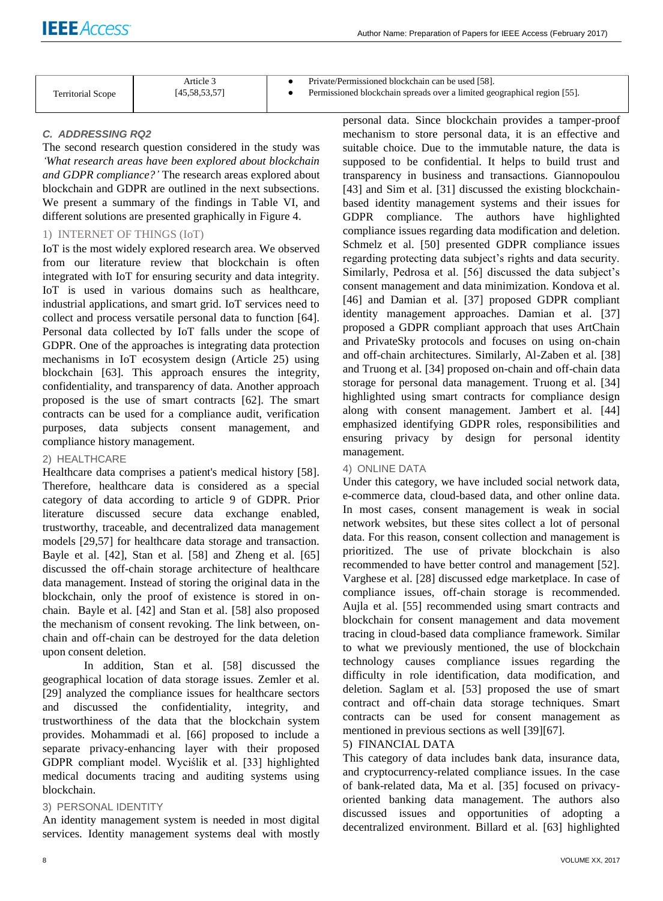| Territorial Scope | Article 3 [45,58,53,57] | • Private/Permissioned blockchain can be used [58]. • Permissioned blockchain spreads over a limited geographical region [55]. |
|---|---|---|

### C. ADDRESSING RQ2

The second research question considered in the study was *'What research areas have been explored about blockchain and GDPR compliance?'* The research areas explored about blockchain and GDPR are outlined in the next subsections. We present a summary of the findings in Table VI, and different solutions are presented graphically in Figure 4.

#### 1) INTERNET OF THINGS (IoT)

IoT is the most widely explored research area. We observed from our literature review that blockchain is often integrated with IoT for ensuring security and data integrity. IoT is used in various domains such as healthcare, industrial applications, and smart grid. IoT services need to collect and process versatile personal data to function [64]. Personal data collected by IoT falls under the scope of GDPR. One of the approaches is integrating data protection mechanisms in IoT ecosystem design (Article 25) using blockchain [63]. This approach ensures the integrity, confidentiality, and transparency of data. Another approach proposed is the use of smart contracts [62]. The smart contracts can be used for a compliance audit, verification purposes, data subjects consent management, and compliance history management.

#### 2) HEALTHCARE

Healthcare data comprises a patient's medical history [58]. Therefore, healthcare data is considered as a special category of data according to article 9 of GDPR. Prior literature discussed secure data exchange enabled, trustworthy, traceable, and decentralized data management models [29,57] for healthcare data storage and transaction. Bayle et al. [42], Stan et al. [58] and Zheng et al. [65] discussed the off-chain storage architecture of healthcare data management. Instead of storing the original data in the blockchain, only the proof of existence is stored in on-chain. Bayle et al. [42] and Stan et al. [58] also proposed the mechanism of consent revoking. The link between, on-chain and off-chain can be destroyed for the data deletion upon consent deletion.

In addition, Stan et al. [58] discussed the geographical location of data storage issues. Zemler et al. [29] analyzed the compliance issues for healthcare sectors and discussed the confidentiality, integrity, and trustworthiness of the data that the blockchain system provides. Mohammadi et al. [66] proposed to include a separate privacy-enhancing layer with their proposed GDPR compliant model. Wyciślik et al. [33] highlighted medical documents tracing and auditing systems using blockchain.

#### 3) PERSONAL IDENTITY

An identity management system is needed in most digital services. Identity management systems deal with mostly personal data. Since blockchain provides a tamper-proof mechanism to store personal data, it is an effective and suitable choice. Due to the immutable nature, the data is supposed to be confidential. It helps to build trust and transparency in business and transactions. Giannopoulou [43] and Sim et al. [31] discussed the existing blockchain-based identity management systems and their issues for GDPR compliance. The authors have highlighted compliance issues regarding data modification and deletion. Schmelz et al. [50] presented GDPR compliance issues regarding protecting data subject's rights and data security. Similarly, Pedrosa et al. [56] discussed the data subject's consent management and data minimization. Kondova et al. [46] and Damian et al. [37] proposed GDPR compliant identity management approaches. Damian et al. [37] proposed a GDPR compliant approach that uses ArtChain and PrivateSky protocols and focuses on using on-chain and off-chain architectures. Similarly, Al-Zaben et al. [38] and Truong et al. [34] proposed on-chain and off-chain data storage for personal data management. Truong et al. [34] highlighted using smart contracts for compliance design along with consent management. Jambert et al. [44] emphasized identifying GDPR roles, responsibilities and ensuring privacy by design for personal identity management.

#### 4) ONLINE DATA

Under this category, we have included social network data, e-commerce data, cloud-based data, and other online data. In most cases, consent management is weak in social network websites, but these sites collect a lot of personal data. For this reason, consent collection and management is prioritized. The use of private blockchain is also recommended to have better control and management [52]. Varghese et al. [28] discussed edge marketplace. In case of compliance issues, off-chain storage is recommended. Aujla et al. [55] recommended using smart contracts and blockchain for consent management and data movement tracing in cloud-based data compliance framework. Similar to what we previously mentioned, the use of blockchain technology causes compliance issues regarding the difficulty in role identification, data modification, and deletion. Saglam et al. [53] proposed the use of smart contract and off-chain data storage techniques. Smart contracts can be used for consent management as mentioned in previous sections as well [39][67].

#### 5) FINANCIAL DATA

This category of data includes bank data, insurance data, and cryptocurrency-related compliance issues. In the case of bank-related data, Ma et al. [35] focused on privacy-oriented banking data management. The authors also discussed issues and opportunities of adopting a decentralized environment. Billard et al. [63] highlighted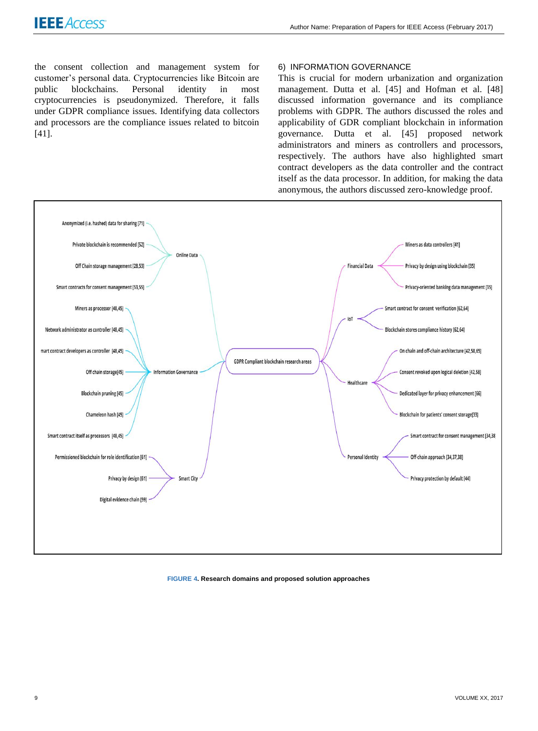the consent collection and management system for customer's personal data. Cryptocurrencies like Bitcoin are public blockchains. Personal identity in most cryptocurrencies is pseudonymized. Therefore, it falls under GDPR compliance issues. Identifying data collectors and processors are the compliance issues related to bitcoin [41].

#### 6) INFORMATION GOVERNANCE

This is crucial for modern urbanization and organization management. Dutta et al. [45] and Hofman et al. [48] discussed information governance and its compliance problems with GDPR. The authors discussed the roles and applicability of GDR compliant blockchain in information governance. Dutta et al. [45] proposed network administrators and miners as controllers and processors, respectively. The authors have also highlighted smart contract developers as the data controller and the contract itself as the data processor. In addition, for making the data anonymous, the authors discussed zero-knowledge proof.

- GDPR Compliant blockchain research areas
  - Online Data
    - Anonymized (i.e. hashed) data for sharing [71]
    - Private blockchain is recommended [52]
    - Off Chain storage management [28,53]
    - Smart contracts for consent management [53,55]
  - Information Governance
    - Miners as processor [48,45]
    - Network administrator as controller [48,45]
    - mart contract developers as controller [48,45]
    - Off chain storage[45]
    - Blockchain pruning [45]
    - Chameleon hash [45]
    - Smart contract itself as processors [48,45]
  - Smart City
    - Permissioned blockchain for role identification [61]
    - Privacy by design [61]
    - Digital evidence chain [59]
  - Financial Data
    - Miners as data controllers [41]
    - Privacy by design using blockchain [35]
    - Privacy-oriented banking data management [35]
  - IoT
    - Smart contract for consent verification [62,64]
    - Blockchain stores compliance history [62,64]
  - Healthcare
    - On chain and off-chain architecture [42,58,65]
    - Consent revoked upon logical deletion [42,58]
    - Dedicated layer for privacy enhancement [66]
    - Blockchain for patients' consent storage[33]
  - Personal Identity
    - Smart contract for consent management [34,38
    - Off-chain approach [34,37,38]
    - Privacy protection by default [44]

**FIGURE 4. Research domains and proposed solution approaches**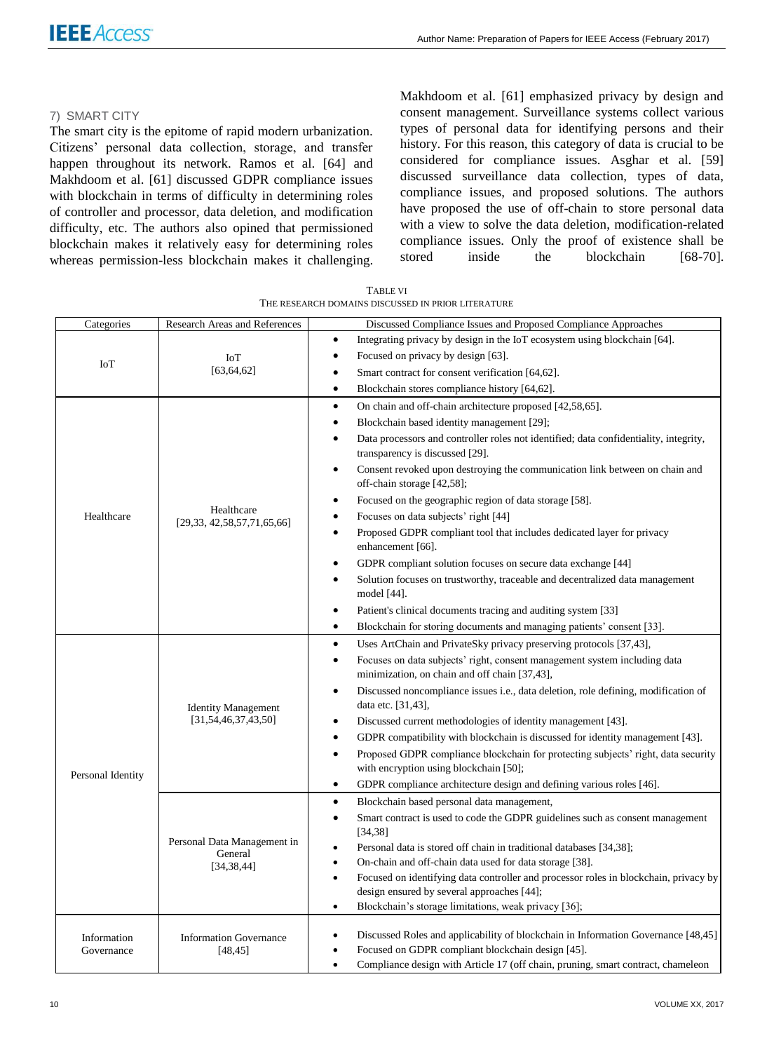#### 7) SMART CITY

The smart city is the epitome of rapid modern urbanization. Citizens' personal data collection, storage, and transfer happen throughout its network. Ramos et al. [64] and Makhdoom et al. [61] discussed GDPR compliance issues with blockchain in terms of difficulty in determining roles of controller and processor, data deletion, and modification difficulty, etc. The authors also opined that permissioned blockchain makes it relatively easy for determining roles whereas permission-less blockchain makes it challenging. Makhdoom et al. [61] emphasized privacy by design and consent management. Surveillance systems collect various types of personal data for identifying persons and their history. For this reason, this category of data is crucial to be considered for compliance issues. Asghar et al. [59] discussed surveillance data collection, types of data, compliance issues, and proposed solutions. The authors have proposed the use of off-chain to store personal data with a view to solve the data deletion, modification-related compliance issues. Only the proof of existence shall be stored inside the blockchain [68-70].

TABLE VI
THE RESEARCH DOMAINS DISCUSSED IN PRIOR LITERATURE

| Categories | Research Areas and References | Discussed Compliance Issues and Proposed Compliance Approaches |
|---|---|---|
| IoT | IoT [63,64,62] | • Integrating privacy by design in the IoT ecosystem using blockchain [64].<br>• Focused on privacy by design [63].<br>• Smart contract for consent verification [64,62].<br>• Blockchain stores compliance history [64,62]. |
| Healthcare | Healthcare [29,33, 42,58,57,71,65,66] | • On chain and off-chain architecture proposed [42,58,65].<br>• Blockchain based identity management [29];<br>• Data processors and controller roles not identified; data confidentiality, integrity, transparency is discussed [29].<br>• Consent revoked upon destroying the communication link between on chain and off-chain storage [42,58];<br>• Focused on the geographic region of data storage [58].<br>• Focuses on data subjects' right [44]<br>• Proposed GDPR compliant tool that includes dedicated layer for privacy enhancement [66].<br>• GDPR compliant solution focuses on secure data exchange [44]<br>• Solution focuses on trustworthy, traceable and decentralized data management model [44].<br>• Patient's clinical documents tracing and auditing system [33]<br>• Blockchain for storing documents and managing patients' consent [33]. |
| Personal Identity | Identity Management [31,54,46,37,43,50] | • Uses ArtChain and PrivateSky privacy preserving protocols [37,43],<br>• Focuses on data subjects' right, consent management system including data minimization, on chain and off chain [37,43],<br>• Discussed noncompliance issues i.e., data deletion, role defining, modification of data etc. [31,43],<br>• Discussed current methodologies of identity management [43].<br>• GDPR compatibility with blockchain is discussed for identity management [43].<br>• Proposed GDPR compliance blockchain for protecting subjects' right, data security with encryption using blockchain [50];<br>• GDPR compliance architecture design and defining various roles [46]. |
| | Personal Data Management in General [34,38,44] | • Blockchain based personal data management,<br>• Smart contract is used to code the GDPR guidelines such as consent management [34,38]<br>• Personal data is stored off chain in traditional databases [34,38];<br>• On-chain and off-chain data used for data storage [38].<br>• Focused on identifying data controller and processor roles in blockchain, privacy by design ensured by several approaches [44];<br>• Blockchain's storage limitations, weak privacy [36]; |
| Information Governance | Information Governance [48,45] | • Discussed Roles and applicability of blockchain in Information Governance [48,45]<br>• Focused on GDPR compliant blockchain design [45].<br>• Compliance design with Article 17 (off chain, pruning, smart contract, chameleon |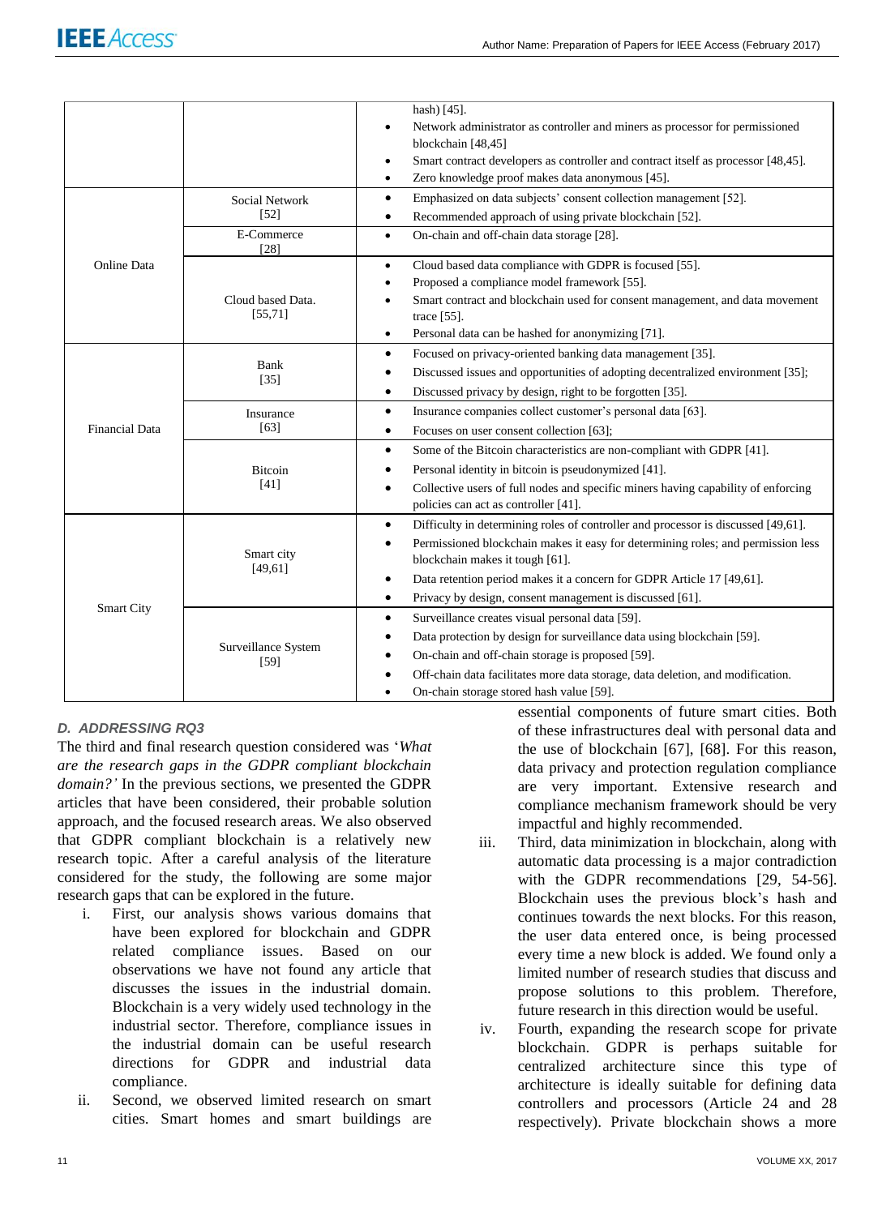| | | |
|---|---|---|
| | | • hash) [45]. • Network administrator as controller and miners as processor for permissioned blockchain [48,45] • Smart contract developers as controller and contract itself as processor [48,45]. • Zero knowledge proof makes data anonymous [45]. |
| Online Data | Social Network [52] | • Emphasized on data subjects' consent collection management [52]. • Recommended approach of using private blockchain [52]. |
| | E-Commerce [28] | • On-chain and off-chain data storage [28]. |
| | Cloud based Data. [55,71] | • Cloud based data compliance with GDPR is focused [55]. • Proposed a compliance model framework [55]. • Smart contract and blockchain used for consent management, and data movement trace [55]. • Personal data can be hashed for anonymizing [71]. |
| Financial Data | Bank [35] | • Focused on privacy-oriented banking data management [35]. • Discussed issues and opportunities of adopting decentralized environment [35]; • Discussed privacy by design, right to be forgotten [35]. |
| | Insurance [63] | • Insurance companies collect customer's personal data [63]. • Focuses on user consent collection [63]; |
| | Bitcoin [41] | • Some of the Bitcoin characteristics are non-compliant with GDPR [41]. • Personal identity in bitcoin is pseudonymized [41]. • Collective users of full nodes and specific miners having capability of enforcing policies can act as controller [41]. |
| Smart City | Smart city [49,61] | • Difficulty in determining roles of controller and processor is discussed [49,61]. • Permissioned blockchain makes it easy for determining roles; and permission less blockchain makes it tough [61]. • Data retention period makes it a concern for GDPR Article 17 [49,61]. • Privacy by design, consent management is discussed [61]. |
| | Surveillance System [59] | • Surveillance creates visual personal data [59]. • Data protection by design for surveillance data using blockchain [59]. • On-chain and off-chain storage is proposed [59]. • Off-chain data facilitates more data storage, data deletion, and modification. • On-chain storage stored hash value [59]. |

### D. ADDRESSING RQ3

The third and final research question considered was '*What are the research gaps in the GDPR compliant blockchain domain?'* In the previous sections, we presented the GDPR articles that have been considered, their probable solution approach, and the focused research areas. We also observed that GDPR compliant blockchain is a relatively new research topic. After a careful analysis of the literature considered for the study, the following are some major research gaps that can be explored in the future.

i. First, our analysis shows various domains that have been explored for blockchain and GDPR related compliance issues. Based on our observations we have not found any article that discusses the issues in the industrial domain. Blockchain is a very widely used technology in the industrial sector. Therefore, compliance issues in the industrial domain can be useful research directions for GDPR and industrial data compliance.

ii. Second, we observed limited research on smart cities. Smart homes and smart buildings are essential components of future smart cities. Both of these infrastructures deal with personal data and the use of blockchain [67], [68]. For this reason, data privacy and protection regulation compliance are very important. Extensive research and compliance mechanism framework should be very impactful and highly recommended.

iii. Third, data minimization in blockchain, along with automatic data processing is a major contradiction with the GDPR recommendations [29, 54-56]. Blockchain uses the previous block's hash and continues towards the next blocks. For this reason, the user data entered once, is being processed every time a new block is added. We found only a limited number of research studies that discuss and propose solutions to this problem. Therefore, future research in this direction would be useful.

iv. Fourth, expanding the research scope for private blockchain. GDPR is perhaps suitable for centralized architecture since this type of architecture is ideally suitable for defining data controllers and processors (Article 24 and 28 respectively). Private blockchain shows a more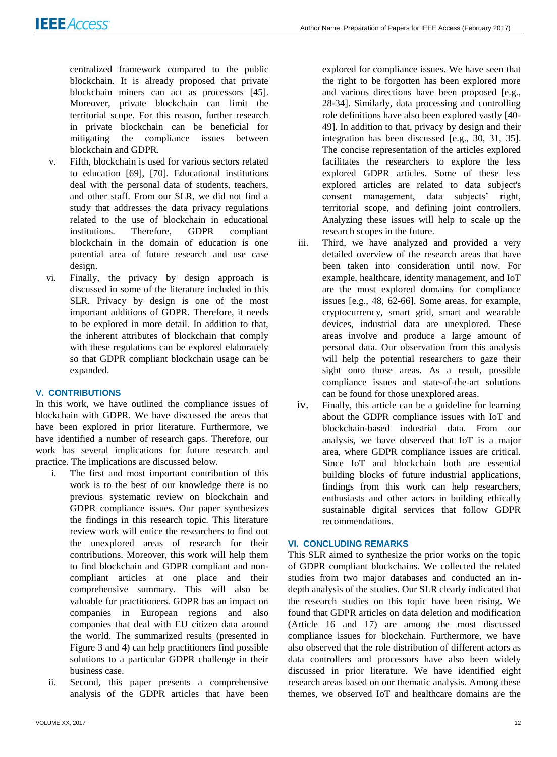centralized framework compared to the public blockchain. It is already proposed that private blockchain miners can act as processors [45]. Moreover, private blockchain can limit the territorial scope. For this reason, further research in private blockchain can be beneficial for mitigating the compliance issues between blockchain and GDPR.

v. Fifth, blockchain is used for various sectors related to education [69], [70]. Educational institutions deal with the personal data of students, teachers, and other staff. From our SLR, we did not find a study that addresses the data privacy regulations related to the use of blockchain in educational institutions. Therefore, GDPR compliant blockchain in the domain of education is one potential area of future research and use case design.

vi. Finally, the privacy by design approach is discussed in some of the literature included in this SLR. Privacy by design is one of the most important additions of GDPR. Therefore, it needs to be explored in more detail. In addition to that, the inherent attributes of blockchain that comply with these regulations can be explored elaborately so that GDPR compliant blockchain usage can be expanded.

## V. CONTRIBUTIONS

In this work, we have outlined the compliance issues of blockchain with GDPR. We have discussed the areas that have been explored in prior literature. Furthermore, we have identified a number of research gaps. Therefore, our work has several implications for future research and practice. The implications are discussed below.

i. The first and most important contribution of this work is to the best of our knowledge there is no previous systematic review on blockchain and GDPR compliance issues. Our paper synthesizes the findings in this research topic. This literature review work will entice the researchers to find out the unexplored areas of research for their contributions. Moreover, this work will help them to find blockchain and GDPR compliant and non-compliant articles at one place and their comprehensive summary. This will also be valuable for practitioners. GDPR has an impact on companies in European regions and also companies that deal with EU citizen data around the world. The summarized results (presented in Figure 3 and 4) can help practitioners find possible solutions to a particular GDPR challenge in their business case.

ii. Second, this paper presents a comprehensive analysis of the GDPR articles that have been explored for compliance issues. We have seen that the right to be forgotten has been explored more and various directions have been proposed [e.g., 28-34]. Similarly, data processing and controlling role definitions have also been explored vastly [40-49]. In addition to that, privacy by design and their integration has been discussed [e.g., 30, 31, 35]. The concise representation of the articles explored facilitates the researchers to explore the less explored GDPR articles. Some of these less explored articles are related to data subject's consent management, data subjects' right, territorial scope, and defining joint controllers. Analyzing these issues will help to scale up the research scopes in the future.

iii. Third, we have analyzed and provided a very detailed overview of the research areas that have been taken into consideration until now. For example, healthcare, identity management, and IoT are the most explored domains for compliance issues [e.g., 48, 62-66]. Some areas, for example, cryptocurrency, smart grid, smart and wearable devices, industrial data are unexplored. These areas involve and produce a large amount of personal data. Our observation from this analysis will help the potential researchers to gaze their sight onto those areas. As a result, possible compliance issues and state-of-the-art solutions can be found for those unexplored areas.

iv. Finally, this article can be a guideline for learning about the GDPR compliance issues with IoT and blockchain-based industrial data. From our analysis, we have observed that IoT is a major area, where GDPR compliance issues are critical. Since IoT and blockchain both are essential building blocks of future industrial applications, findings from this work can help researchers, enthusiasts and other actors in building ethically sustainable digital services that follow GDPR recommendations.

## VI. CONCLUDING REMARKS

This SLR aimed to synthesize the prior works on the topic of GDPR compliant blockchains. We collected the related studies from two major databases and conducted an in-depth analysis of the studies. Our SLR clearly indicated that the research studies on this topic have been rising. We found that GDPR articles on data deletion and modification (Article 16 and 17) are among the most discussed compliance issues for blockchain. Furthermore, we have also observed that the role distribution of different actors as data controllers and processors have also been widely discussed in prior literature. We have identified eight research areas based on our thematic analysis. Among these themes, we observed IoT and healthcare domains are the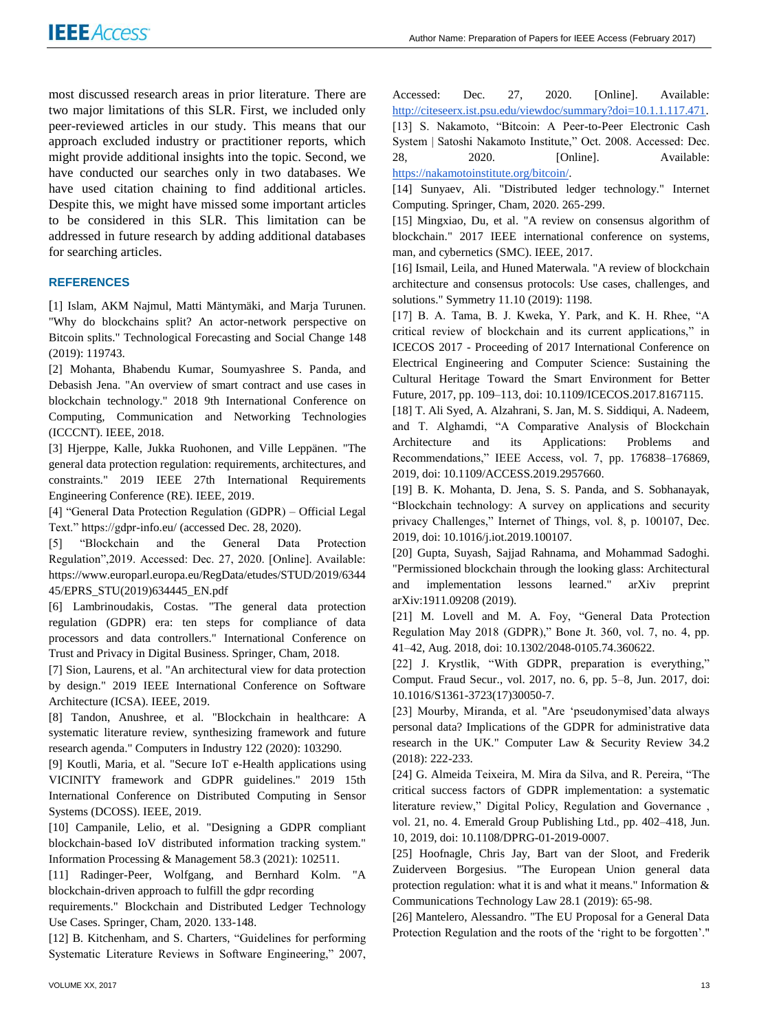most discussed research areas in prior literature. There are two major limitations of this SLR. First, we included only peer-reviewed articles in our study. This means that our approach excluded industry or practitioner reports, which might provide additional insights into the topic. Second, we have conducted our searches only in two databases. We have used citation chaining to find additional articles. Despite this, we might have missed some important articles to be considered in this SLR. This limitation can be addressed in future research by adding additional databases for searching articles.

## REFERENCES

[1] Islam, AKM Najmul, Matti Mäntymäki, and Marja Turunen. "Why do blockchains split? An actor-network perspective on Bitcoin splits." Technological Forecasting and Social Change 148 (2019): 119743.

[2] Mohanta, Bhabendu Kumar, Soumyashree S. Panda, and Debasish Jena. "An overview of smart contract and use cases in blockchain technology." 2018 9th International Conference on Computing, Communication and Networking Technologies (ICCCNT). IEEE, 2018.

[3] Hjerppe, Kalle, Jukka Ruohonen, and Ville Leppänen. "The general data protection regulation: requirements, architectures, and constraints." 2019 IEEE 27th International Requirements Engineering Conference (RE). IEEE, 2019.

[4] "General Data Protection Regulation (GDPR) – Official Legal Text." https://gdpr-info.eu/ (accessed Dec. 28, 2020).

[5] "Blockchain and the General Data Protection Regulation",2019. Accessed: Dec. 27, 2020. [Online]. Available: https://www.europarl.europa.eu/RegData/etudes/STUD/2019/634445/EPRS_STU(2019)634445_EN.pdf

[6] Lambrinoudakis, Costas. "The general data protection regulation (GDPR) era: ten steps for compliance of data processors and data controllers." International Conference on Trust and Privacy in Digital Business. Springer, Cham, 2018.

[7] Sion, Laurens, et al. "An architectural view for data protection by design." 2019 IEEE International Conference on Software Architecture (ICSA). IEEE, 2019.

[8] Tandon, Anushree, et al. "Blockchain in healthcare: A systematic literature review, synthesizing framework and future research agenda." Computers in Industry 122 (2020): 103290.

[9] Koutli, Maria, et al. "Secure IoT e-Health applications using VICINITY framework and GDPR guidelines." 2019 15th International Conference on Distributed Computing in Sensor Systems (DCOSS). IEEE, 2019.

[10] Campanile, Lelio, et al. "Designing a GDPR compliant blockchain-based IoV distributed information tracking system." Information Processing & Management 58.3 (2021): 102511.

[11] Radinger-Peer, Wolfgang, and Bernhard Kolm. "A blockchain-driven approach to fulfill the gdpr recording requirements." Blockchain and Distributed Ledger Technology Use Cases. Springer, Cham, 2020. 133-148.

[12] B. Kitchenham, and S. Charters, "Guidelines for performing Systematic Literature Reviews in Software Engineering," 2007, Accessed: Dec. 27, 2020. [Online]. Available: http://citeseerx.ist.psu.edu/viewdoc/summary?doi=10.1.1.117.471.

[13] S. Nakamoto, "Bitcoin: A Peer-to-Peer Electronic Cash System | Satoshi Nakamoto Institute," Oct. 2008. Accessed: Dec. 28, 2020. [Online]. Available: https://nakamotoinstitute.org/bitcoin/.

[14] Sunyaev, Ali. "Distributed ledger technology." Internet Computing. Springer, Cham, 2020. 265-299.

[15] Mingxiao, Du, et al. "A review on consensus algorithm of blockchain." 2017 IEEE international conference on systems, man, and cybernetics (SMC). IEEE, 2017.

[16] Ismail, Leila, and Huned Materwala. "A review of blockchain architecture and consensus protocols: Use cases, challenges, and solutions." Symmetry 11.10 (2019): 1198.

[17] B. A. Tama, B. J. Kweka, Y. Park, and K. H. Rhee, "A critical review of blockchain and its current applications," in ICECOS 2017 - Proceeding of 2017 International Conference on Electrical Engineering and Computer Science: Sustaining the Cultural Heritage Toward the Smart Environment for Better Future, 2017, pp. 109–113, doi: 10.1109/ICECOS.2017.8167115.

[18] T. Ali Syed, A. Alzahrani, S. Jan, M. S. Siddiqui, A. Nadeem, and T. Alghamdi, "A Comparative Analysis of Blockchain Architecture and its Applications: Problems and Recommendations," IEEE Access, vol. 7, pp. 176838–176869, 2019, doi: 10.1109/ACCESS.2019.2957660.

[19] B. K. Mohanta, D. Jena, S. S. Panda, and S. Sobhanayak, "Blockchain technology: A survey on applications and security privacy Challenges," Internet of Things, vol. 8, p. 100107, Dec. 2019, doi: 10.1016/j.iot.2019.100107.

[20] Gupta, Suyash, Sajjad Rahnama, and Mohammad Sadoghi. "Permissioned blockchain through the looking glass: Architectural and implementation lessons learned." arXiv preprint arXiv:1911.09208 (2019).

[21] M. Lovell and M. A. Foy, "General Data Protection Regulation May 2018 (GDPR)," Bone Jt. 360, vol. 7, no. 4, pp. 41–42, Aug. 2018, doi: 10.1302/2048-0105.74.360622.

[22] J. Krystlik, "With GDPR, preparation is everything," Comput. Fraud Secur., vol. 2017, no. 6, pp. 5–8, Jun. 2017, doi: 10.1016/S1361-3723(17)30050-7.

[23] Mourby, Miranda, et al. "Are 'pseudonymised'data always personal data? Implications of the GDPR for administrative data research in the UK." Computer Law & Security Review 34.2 (2018): 222-233.

[24] G. Almeida Teixeira, M. Mira da Silva, and R. Pereira, "The critical success factors of GDPR implementation: a systematic literature review," Digital Policy, Regulation and Governance , vol. 21, no. 4. Emerald Group Publishing Ltd., pp. 402–418, Jun. 10, 2019, doi: 10.1108/DPRG-01-2019-0007.

[25] Hoofnagle, Chris Jay, Bart van der Sloot, and Frederik Zuiderveen Borgesius. "The European Union general data protection regulation: what it is and what it means." Information & Communications Technology Law 28.1 (2019): 65-98.

[26] Mantelero, Alessandro. "The EU Proposal for a General Data Protection Regulation and the roots of the 'right to be forgotten'."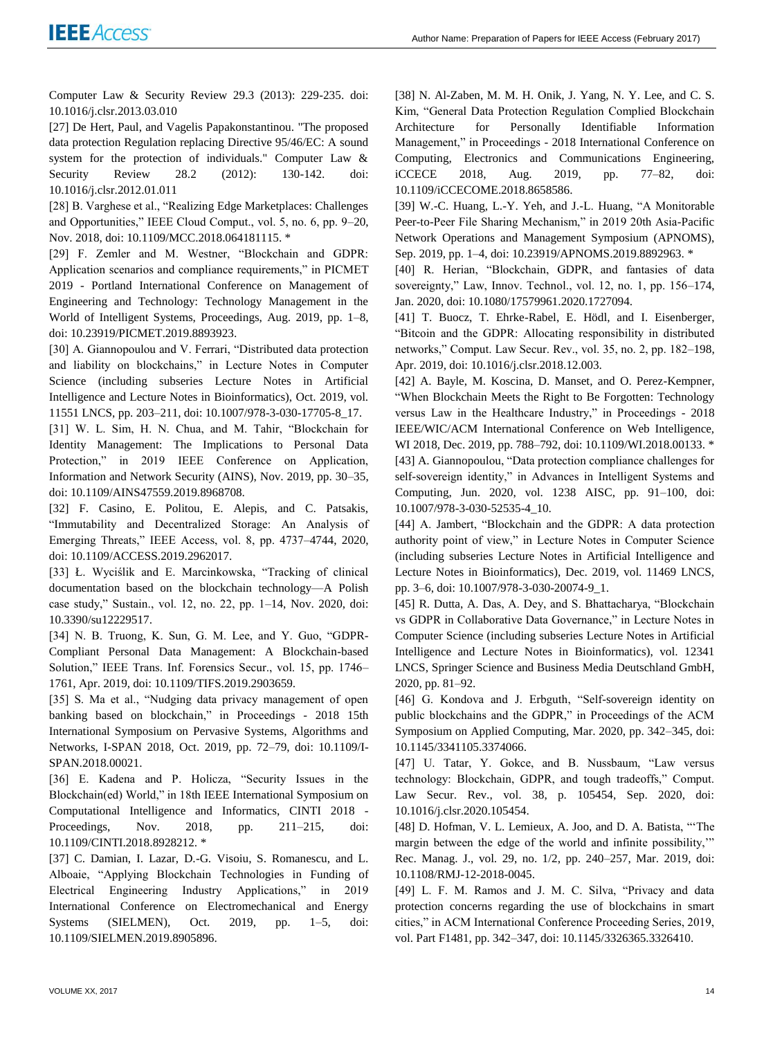Computer Law & Security Review 29.3 (2013): 229-235. doi: 10.1016/j.clsr.2013.03.010

[27] De Hert, Paul, and Vagelis Papakonstantinou. "The proposed data protection Regulation replacing Directive 95/46/EC: A sound system for the protection of individuals." Computer Law & Security Review 28.2 (2012): 130-142. doi: 10.1016/j.clsr.2012.01.011

[28] B. Varghese et al., "Realizing Edge Marketplaces: Challenges and Opportunities," IEEE Cloud Comput., vol. 5, no. 6, pp. 9–20, Nov. 2018, doi: 10.1109/MCC.2018.064181115. *

[29] F. Zemler and M. Westner, "Blockchain and GDPR: Application scenarios and compliance requirements," in PICMET 2019 - Portland International Conference on Management of Engineering and Technology: Technology Management in the World of Intelligent Systems, Proceedings, Aug. 2019, pp. 1–8, doi: 10.23919/PICMET.2019.8893923.

[30] A. Giannopoulou and V. Ferrari, "Distributed data protection and liability on blockchains," in Lecture Notes in Computer Science (including subseries Lecture Notes in Artificial Intelligence and Lecture Notes in Bioinformatics), Oct. 2019, vol. 11551 LNCS, pp. 203–211, doi: 10.1007/978-3-030-17705-8_17.

[31] W. L. Sim, H. N. Chua, and M. Tahir, "Blockchain for Identity Management: The Implications to Personal Data Protection," in 2019 IEEE Conference on Application, Information and Network Security (AINS), Nov. 2019, pp. 30–35, doi: 10.1109/AINS47559.2019.8968708.

[32] F. Casino, E. Politou, E. Alepis, and C. Patsakis, "Immutability and Decentralized Storage: An Analysis of Emerging Threats," IEEE Access, vol. 8, pp. 4737–4744, 2020, doi: 10.1109/ACCESS.2019.2962017.

[33] Ł. Wyciślik and E. Marcinkowska, "Tracking of clinical documentation based on the blockchain technology—A Polish case study," Sustain., vol. 12, no. 22, pp. 1–14, Nov. 2020, doi: 10.3390/su12229517.

[34] N. B. Truong, K. Sun, G. M. Lee, and Y. Guo, "GDPR-Compliant Personal Data Management: A Blockchain-based Solution," IEEE Trans. Inf. Forensics Secur., vol. 15, pp. 1746–1761, Apr. 2019, doi: 10.1109/TIFS.2019.2903659.

[35] S. Ma et al., "Nudging data privacy management of open banking based on blockchain," in Proceedings - 2018 15th International Symposium on Pervasive Systems, Algorithms and Networks, I-SPAN 2018, Oct. 2019, pp. 72–79, doi: 10.1109/I-SPAN.2018.00021.

[36] E. Kadena and P. Holicza, "Security Issues in the Blockchain(ed) World," in 18th IEEE International Symposium on Computational Intelligence and Informatics, CINTI 2018 - Proceedings, Nov. 2018, pp. 211–215, doi: 10.1109/CINTI.2018.8928212. *

[37] C. Damian, I. Lazar, D.-G. Visoiu, S. Romanescu, and L. Alboaie, "Applying Blockchain Technologies in Funding of Electrical Engineering Industry Applications," in 2019 International Conference on Electromechanical and Energy Systems (SIELMEN), Oct. 2019, pp. 1–5, doi: 10.1109/SIELMEN.2019.8905896.

[38] N. Al-Zaben, M. M. H. Onik, J. Yang, N. Y. Lee, and C. S. Kim, "General Data Protection Regulation Complied Blockchain Architecture for Personally Identifiable Information Management," in Proceedings - 2018 International Conference on Computing, Electronics and Communications Engineering, iCCECE 2018, Aug. 2019, pp. 77–82, doi: 10.1109/iCCECOME.2018.8658586.

[39] W.-C. Huang, L.-Y. Yeh, and J.-L. Huang, "A Monitorable Peer-to-Peer File Sharing Mechanism," in 2019 20th Asia-Pacific Network Operations and Management Symposium (APNOMS), Sep. 2019, pp. 1–4, doi: 10.23919/APNOMS.2019.8892963. *

[40] R. Herian, "Blockchain, GDPR, and fantasies of data sovereignty," Law, Innov. Technol., vol. 12, no. 1, pp. 156–174, Jan. 2020, doi: 10.1080/17579961.2020.1727094.

[41] T. Buocz, T. Ehrke-Rabel, E. Hödl, and I. Eisenberger, "Bitcoin and the GDPR: Allocating responsibility in distributed networks," Comput. Law Secur. Rev., vol. 35, no. 2, pp. 182–198, Apr. 2019, doi: 10.1016/j.clsr.2018.12.003.

[42] A. Bayle, M. Koscina, D. Manset, and O. Perez-Kempner, "When Blockchain Meets the Right to Be Forgotten: Technology versus Law in the Healthcare Industry," in Proceedings - 2018 IEEE/WIC/ACM International Conference on Web Intelligence, WI 2018, Dec. 2019, pp. 788–792, doi: 10.1109/WI.2018.00133. *

[43] A. Giannopoulou, "Data protection compliance challenges for self-sovereign identity," in Advances in Intelligent Systems and Computing, Jun. 2020, vol. 1238 AISC, pp. 91–100, doi: 10.1007/978-3-030-52535-4_10.

[44] A. Jambert, "Blockchain and the GDPR: A data protection authority point of view," in Lecture Notes in Computer Science (including subseries Lecture Notes in Artificial Intelligence and Lecture Notes in Bioinformatics), Dec. 2019, vol. 11469 LNCS, pp. 3–6, doi: 10.1007/978-3-030-20074-9_1.

[45] R. Dutta, A. Das, A. Dey, and S. Bhattacharya, "Blockchain vs GDPR in Collaborative Data Governance," in Lecture Notes in Computer Science (including subseries Lecture Notes in Artificial Intelligence and Lecture Notes in Bioinformatics), vol. 12341 LNCS, Springer Science and Business Media Deutschland GmbH, 2020, pp. 81–92.

[46] G. Kondova and J. Erbguth, "Self-sovereign identity on public blockchains and the GDPR," in Proceedings of the ACM Symposium on Applied Computing, Mar. 2020, pp. 342–345, doi: 10.1145/3341105.3374066.

[47] U. Tatar, Y. Gokce, and B. Nussbaum, "Law versus technology: Blockchain, GDPR, and tough tradeoffs," Comput. Law Secur. Rev., vol. 38, p. 105454, Sep. 2020, doi: 10.1016/j.clsr.2020.105454.

[48] D. Hofman, V. L. Lemieux, A. Joo, and D. A. Batista, "'The margin between the edge of the world and infinite possibility,'" Rec. Manag. J., vol. 29, no. 1/2, pp. 240–257, Mar. 2019, doi: 10.1108/RMJ-12-2018-0045.

[49] L. F. M. Ramos and J. M. C. Silva, "Privacy and data protection concerns regarding the use of blockchains in smart cities," in ACM International Conference Proceeding Series, 2019, vol. Part F1481, pp. 342–347, doi: 10.1145/3326365.3326410.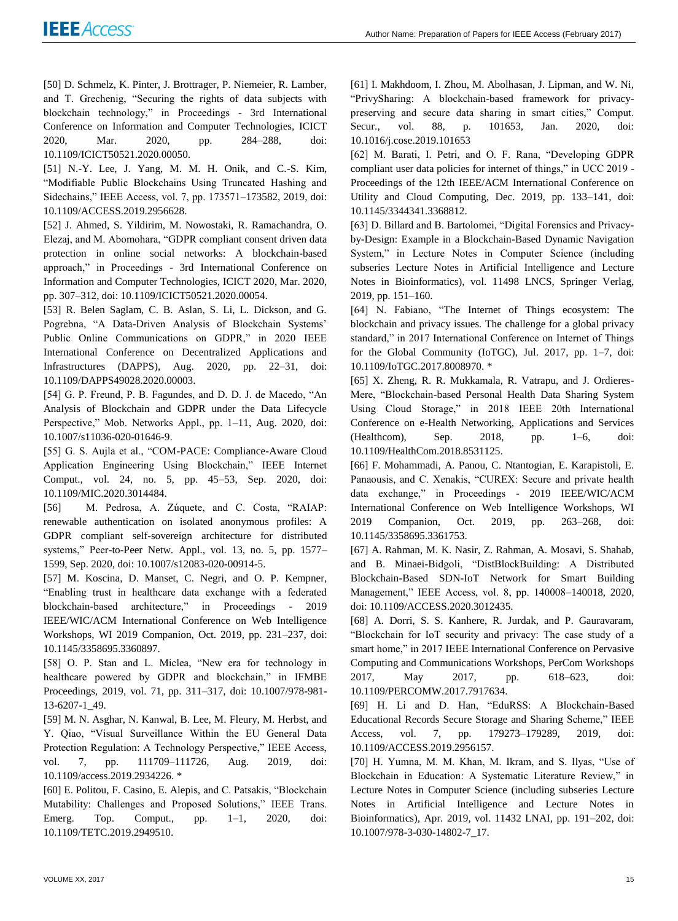[50] D. Schmelz, K. Pinter, J. Brottrager, P. Niemeier, R. Lamber, and T. Grechenig, "Securing the rights of data subjects with blockchain technology," in Proceedings - 3rd International Conference on Information and Computer Technologies, ICICT 2020, Mar. 2020, pp. 284–288, doi: 10.1109/ICICT50521.2020.00050.

[51] N.-Y. Lee, J. Yang, M. M. H. Onik, and C.-S. Kim, "Modifiable Public Blockchains Using Truncated Hashing and Sidechains," IEEE Access, vol. 7, pp. 173571–173582, 2019, doi: 10.1109/ACCESS.2019.2956628.

[52] J. Ahmed, S. Yildirim, M. Nowostaki, R. Ramachandra, O. Elezaj, and M. Abomohara, "GDPR compliant consent driven data protection in online social networks: A blockchain-based approach," in Proceedings - 3rd International Conference on Information and Computer Technologies, ICICT 2020, Mar. 2020, pp. 307–312, doi: 10.1109/ICICT50521.2020.00054.

[53] R. Belen Saglam, C. B. Aslan, S. Li, L. Dickson, and G. Pogrebna, "A Data-Driven Analysis of Blockchain Systems' Public Online Communications on GDPR," in 2020 IEEE International Conference on Decentralized Applications and Infrastructures (DAPPS), Aug. 2020, pp. 22–31, doi: 10.1109/DAPPS49028.2020.00003.

[54] G. P. Freund, P. B. Fagundes, and D. D. J. de Macedo, "An Analysis of Blockchain and GDPR under the Data Lifecycle Perspective," Mob. Networks Appl., pp. 1–11, Aug. 2020, doi: 10.1007/s11036-020-01646-9.

[55] G. S. Aujla et al., "COM-PACE: Compliance-Aware Cloud Application Engineering Using Blockchain," IEEE Internet Comput., vol. 24, no. 5, pp. 45–53, Sep. 2020, doi: 10.1109/MIC.2020.3014484.

[56] M. Pedrosa, A. Zúquete, and C. Costa, "RAIAP: renewable authentication on isolated anonymous profiles: A GDPR compliant self-sovereign architecture for distributed systems," Peer-to-Peer Netw. Appl., vol. 13, no. 5, pp. 1577–1599, Sep. 2020, doi: 10.1007/s12083-020-00914-5.

[57] M. Koscina, D. Manset, C. Negri, and O. P. Kempner, "Enabling trust in healthcare data exchange with a federated blockchain-based architecture," in Proceedings - 2019 IEEE/WIC/ACM International Conference on Web Intelligence Workshops, WI 2019 Companion, Oct. 2019, pp. 231–237, doi: 10.1145/3358695.3360897.

[58] O. P. Stan and L. Miclea, "New era for technology in healthcare powered by GDPR and blockchain," in IFMBE Proceedings, 2019, vol. 71, pp. 311–317, doi: 10.1007/978-981-13-6207-1_49.

[59] M. N. Asghar, N. Kanwal, B. Lee, M. Fleury, M. Herbst, and Y. Qiao, "Visual Surveillance Within the EU General Data Protection Regulation: A Technology Perspective," IEEE Access, vol. 7, pp. 111709–111726, Aug. 2019, doi: 10.1109/access.2019.2934226. *

[60] E. Politou, F. Casino, E. Alepis, and C. Patsakis, "Blockchain Mutability: Challenges and Proposed Solutions," IEEE Trans. Emerg. Top. Comput., pp. 1–1, 2020, doi: 10.1109/TETC.2019.2949510.

[61] I. Makhdoom, I. Zhou, M. Abolhasan, J. Lipman, and W. Ni, "PrivySharing: A blockchain-based framework for privacy-preserving and secure data sharing in smart cities," Comput. Secur., vol. 88, p. 101653, Jan. 2020, doi: 10.1016/j.cose.2019.101653

[62] M. Barati, I. Petri, and O. F. Rana, "Developing GDPR compliant user data policies for internet of things," in UCC 2019 - Proceedings of the 12th IEEE/ACM International Conference on Utility and Cloud Computing, Dec. 2019, pp. 133–141, doi: 10.1145/3344341.3368812.

[63] D. Billard and B. Bartolomei, "Digital Forensics and Privacy-by-Design: Example in a Blockchain-Based Dynamic Navigation System," in Lecture Notes in Computer Science (including subseries Lecture Notes in Artificial Intelligence and Lecture Notes in Bioinformatics), vol. 11498 LNCS, Springer Verlag, 2019, pp. 151–160.

[64] N. Fabiano, "The Internet of Things ecosystem: The blockchain and privacy issues. The challenge for a global privacy standard," in 2017 International Conference on Internet of Things for the Global Community (IoTGC), Jul. 2017, pp. 1–7, doi: 10.1109/IoTGC.2017.8008970. *

[65] X. Zheng, R. R. Mukkamala, R. Vatrapu, and J. Ordieres-Mere, "Blockchain-based Personal Health Data Sharing System Using Cloud Storage," in 2018 IEEE 20th International Conference on e-Health Networking, Applications and Services (Healthcom), Sep. 2018, pp. 1–6, doi: 10.1109/HealthCom.2018.8531125.

[66] F. Mohammadi, A. Panou, C. Ntantogian, E. Karapistoli, E. Panaousis, and C. Xenakis, "CUREX: Secure and private health data exchange," in Proceedings - 2019 IEEE/WIC/ACM International Conference on Web Intelligence Workshops, WI 2019 Companion, Oct. 2019, pp. 263–268, doi: 10.1145/3358695.3361753.

[67] A. Rahman, M. K. Nasir, Z. Rahman, A. Mosavi, S. Shahab, and B. Minaei-Bidgoli, "DistBlockBuilding: A Distributed Blockchain-Based SDN-IoT Network for Smart Building Management," IEEE Access, vol. 8, pp. 140008–140018, 2020, doi: 10.1109/ACCESS.2020.3012435.

[68] A. Dorri, S. S. Kanhere, R. Jurdak, and P. Gauravaram, "Blockchain for IoT security and privacy: The case study of a smart home," in 2017 IEEE International Conference on Pervasive Computing and Communications Workshops, PerCom Workshops 2017, May 2017, pp. 618–623, doi: 10.1109/PERCOMW.2017.7917634.

[69] H. Li and D. Han, "EduRSS: A Blockchain-Based Educational Records Secure Storage and Sharing Scheme," IEEE Access, vol. 7, pp. 179273–179289, 2019, doi: 10.1109/ACCESS.2019.2956157.

[70] H. Yumna, M. M. Khan, M. Ikram, and S. Ilyas, "Use of Blockchain in Education: A Systematic Literature Review," in Lecture Notes in Computer Science (including subseries Lecture Notes in Artificial Intelligence and Lecture Notes in Bioinformatics), Apr. 2019, vol. 11432 LNAI, pp. 191–202, doi: 10.1007/978-3-030-14802-7_17.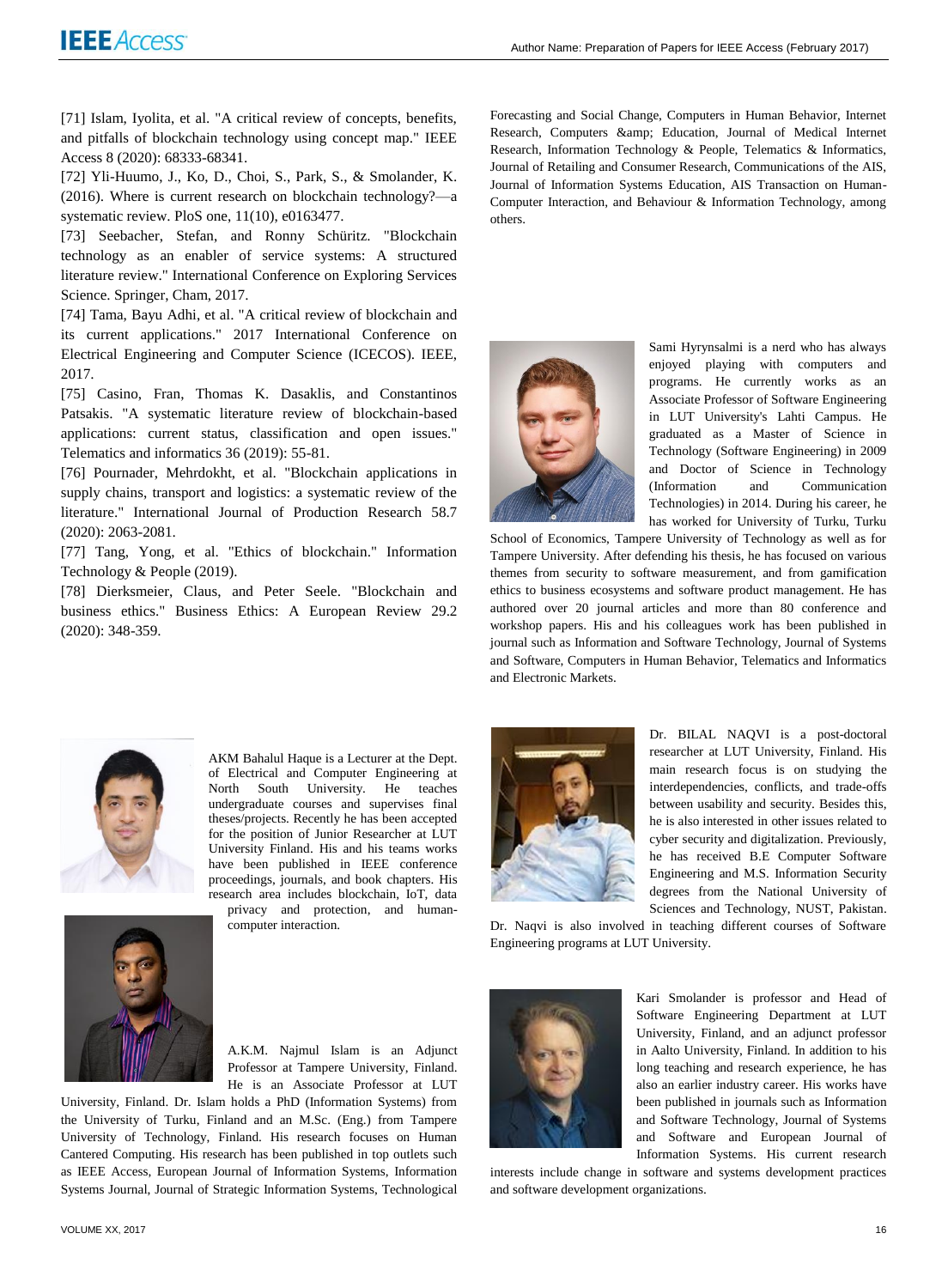[71] Islam, Iyolita, et al. "A critical review of concepts, benefits, and pitfalls of blockchain technology using concept map." IEEE Access 8 (2020): 68333-68341.

[72] Yli-Huumo, J., Ko, D., Choi, S., Park, S., & Smolander, K. (2016). Where is current research on blockchain technology?—a systematic review. PloS one, 11(10), e0163477.

[73] Seebacher, Stefan, and Ronny Schüritz. "Blockchain technology as an enabler of service systems: A structured literature review." International Conference on Exploring Services Science. Springer, Cham, 2017.

[74] Tama, Bayu Adhi, et al. "A critical review of blockchain and its current applications." 2017 International Conference on Electrical Engineering and Computer Science (ICECOS). IEEE, 2017.

[75] Casino, Fran, Thomas K. Dasaklis, and Constantinos Patsakis. "A systematic literature review of blockchain-based applications: current status, classification and open issues." Telematics and informatics 36 (2019): 55-81.

[76] Pournader, Mehrdokht, et al. "Blockchain applications in supply chains, transport and logistics: a systematic review of the literature." International Journal of Production Research 58.7 (2020): 2063-2081.

[77] Tang, Yong, et al. "Ethics of blockchain." Information Technology & People (2019).

[78] Dierksmeier, Claus, and Peter Seele. "Blockchain and business ethics." Business Ethics: A European Review 29.2 (2020): 348-359.

AKM Bahalul Haque is a Lecturer at the Dept. of Electrical and Computer Engineering at North South University. He teaches undergraduate courses and supervises final theses/projects. Recently he has been accepted for the position of Junior Researcher at LUT University Finland. His and his teams works have been published in IEEE conference proceedings, journals, and book chapters. His research area includes blockchain, IoT, data privacy and protection, and human-computer interaction.

A.K.M. Najmul Islam is an Adjunct Professor at Tampere University, Finland. He is an Associate Professor at LUT University, Finland. Dr. Islam holds a PhD (Information Systems) from the University of Turku, Finland and an M.Sc. (Eng.) from Tampere University of Technology, Finland. His research focuses on Human Cantered Computing. His research has been published in top outlets such as IEEE Access, European Journal of Information Systems, Information Systems Journal, Journal of Strategic Information Systems, Technological Forecasting and Social Change, Computers in Human Behavior, Internet Research, Computers &amp; Education, Journal of Medical Internet Research, Information Technology & People, Telematics & Informatics, Journal of Retailing and Consumer Research, Communications of the AIS, Journal of Information Systems Education, AIS Transaction on Human-Computer Interaction, and Behaviour & Information Technology, among others.

Sami Hyrynsalmi is a nerd who has always enjoyed playing with computers and programs. He currently works as an Associate Professor of Software Engineering in LUT University's Lahti Campus. He graduated as a Master of Science in Technology (Software Engineering) in 2009 and Doctor of Science in Technology (Information and Communication Technologies) in 2014. During his career, he has worked for University of Turku, Turku School of Economics, Tampere University of Technology as well as for Tampere University. After defending his thesis, he has focused on various themes from security to software measurement, and from gamification ethics to business ecosystems and software product management. He has authored over 20 journal articles and more than 80 conference and workshop papers. His and his colleagues work has been published in journal such as Information and Software Technology, Journal of Systems and Software, Computers in Human Behavior, Telematics and Informatics and Electronic Markets.

Dr. BILAL NAQVI is a post-doctoral researcher at LUT University, Finland. His main research focus is on studying the interdependencies, conflicts, and trade-offs between usability and security. Besides this, he is also interested in other issues related to cyber security and digitalization. Previously, he has received B.E Computer Software Engineering and M.S. Information Security degrees from the National University of Sciences and Technology, NUST, Pakistan. Dr. Naqvi is also involved in teaching different courses of Software Engineering programs at LUT University.

Kari Smolander is professor and Head of Software Engineering Department at LUT University, Finland, and an adjunct professor in Aalto University, Finland. In addition to his long teaching and research experience, he has also an earlier industry career. His works have been published in journals such as Information and Software Technology, Journal of Systems and Software and European Journal of Information Systems. His current research interests include change in software and systems development practices and software development organizations.